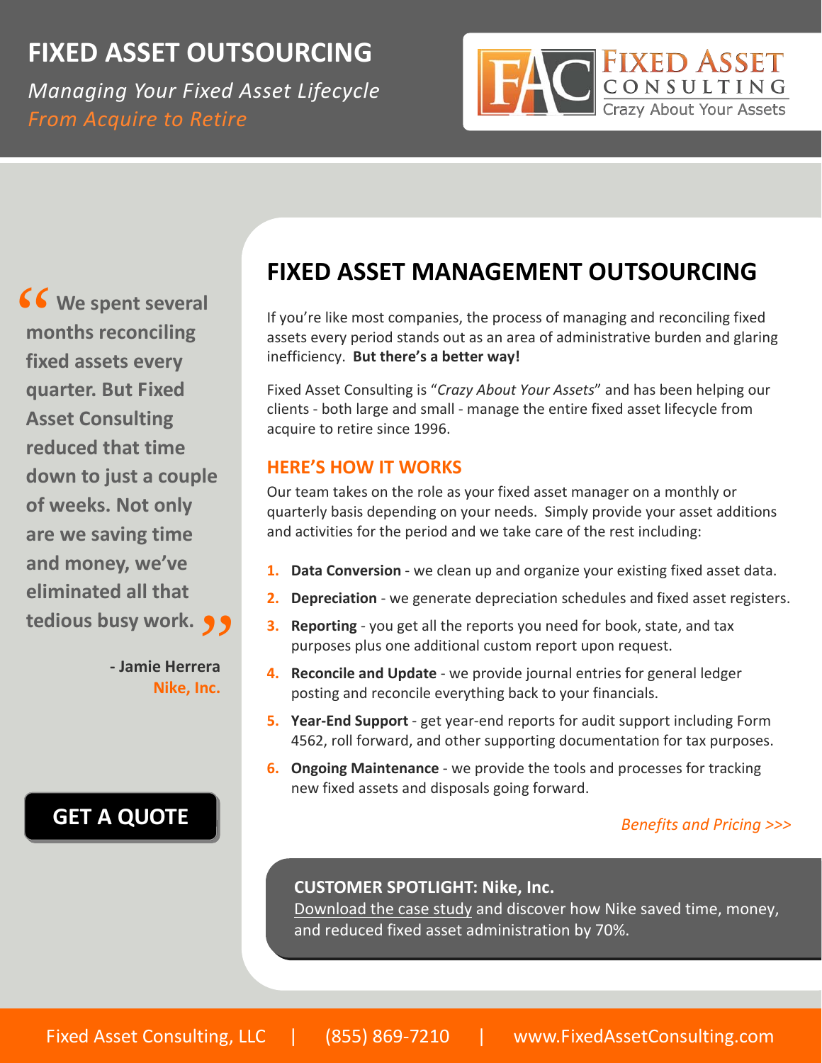# FIXED ASSET OUTSOURCING

*Managing Your Fixed Asset Lifecycle*
*From Acquire to Retire*

FIXED ASSET CONSULTING
Crazy About Your Assets

> **"We spent several months reconciling fixed assets every quarter. But Fixed Asset Consulting reduced that time down to just a couple of weeks. Not only are we saving time and money, we've eliminated all that tedious busy work."**
>
> **- Jamie Herrera**
> **Nike, Inc.**

**GET A QUOTE**

## FIXED ASSET MANAGEMENT OUTSOURCING

If you're like most companies, the process of managing and reconciling fixed assets every period stands out as an area of administrative burden and glaring inefficiency. **But there's a better way!**

Fixed Asset Consulting is "*Crazy About Your Assets*" and has been helping our clients - both large and small - manage the entire fixed asset lifecycle from acquire to retire since 1996.

### HERE'S HOW IT WORKS

Our team takes on the role as your fixed asset manager on a monthly or quarterly basis depending on your needs. Simply provide your asset additions and activities for the period and we take care of the rest including:

1. **Data Conversion** - we clean up and organize your existing fixed asset data.
2. **Depreciation** - we generate depreciation schedules and fixed asset registers.
3. **Reporting** - you get all the reports you need for book, state, and tax purposes plus one additional custom report upon request.
4. **Reconcile and Update** - we provide journal entries for general ledger posting and reconcile everything back to your financials.
5. **Year-End Support** - get year-end reports for audit support including Form 4562, roll forward, and other supporting documentation for tax purposes.
6. **Ongoing Maintenance** - we provide the tools and processes for tracking new fixed assets and disposals going forward.

*Benefits and Pricing >>>*

**CUSTOMER SPOTLIGHT: Nike, Inc.**
Download the case study and discover how Nike saved time, money, and reduced fixed asset administration by 70%.

Fixed Asset Consulting, LLC | (855) 869-7210 | www.FixedAssetConsulting.com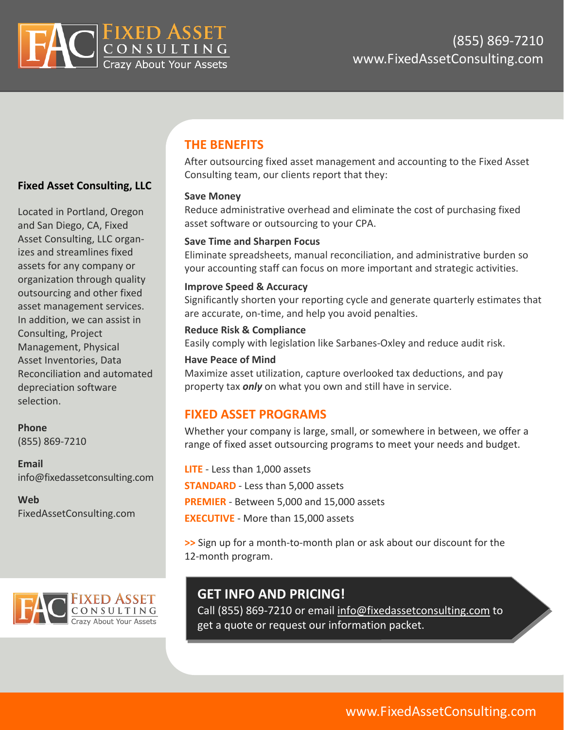Fixed Asset Consulting
Crazy About Your Assets

(855) 869-7210
www.FixedAssetConsulting.com

**Fixed Asset Consulting, LLC**

Located in Portland, Oregon and San Diego, CA, Fixed Asset Consulting, LLC organizes and streamlines fixed assets for any company or organization through quality outsourcing and other fixed asset management services. In addition, we can assist in Consulting, Project Management, Physical Asset Inventories, Data Reconciliation and automated depreciation software selection.

**Phone**
(855) 869-7210

**Email**
info@fixedassetconsulting.com

**Web**
FixedAssetConsulting.com

Fixed Asset Consulting
Crazy About Your Assets

## THE BENEFITS

After outsourcing fixed asset management and accounting to the Fixed Asset Consulting team, our clients report that they:

**Save Money**
Reduce administrative overhead and eliminate the cost of purchasing fixed asset software or outsourcing to your CPA.

**Save Time and Sharpen Focus**
Eliminate spreadsheets, manual reconciliation, and administrative burden so your accounting staff can focus on more important and strategic activities.

**Improve Speed & Accuracy**
Significantly shorten your reporting cycle and generate quarterly estimates that are accurate, on-time, and help you avoid penalties.

**Reduce Risk & Compliance**
Easily comply with legislation like Sarbanes-Oxley and reduce audit risk.

**Have Peace of Mind**
Maximize asset utilization, capture overlooked tax deductions, and pay property tax ***only*** on what you own and still have in service.

## FIXED ASSET PROGRAMS

Whether your company is large, small, or somewhere in between, we offer a range of fixed asset outsourcing programs to meet your needs and budget.

**LITE** - Less than 1,000 assets
**STANDARD** - Less than 5,000 assets
**PREMIER** - Between 5,000 and 15,000 assets
**EXECUTIVE** - More than 15,000 assets

**>>** Sign up for a month-to-month plan or ask about our discount for the 12-month program.

## GET INFO AND PRICING!

Call (855) 869-7210 or email info@fixedassetconsulting.com to get a quote or request our information packet.

www.FixedAssetConsulting.com